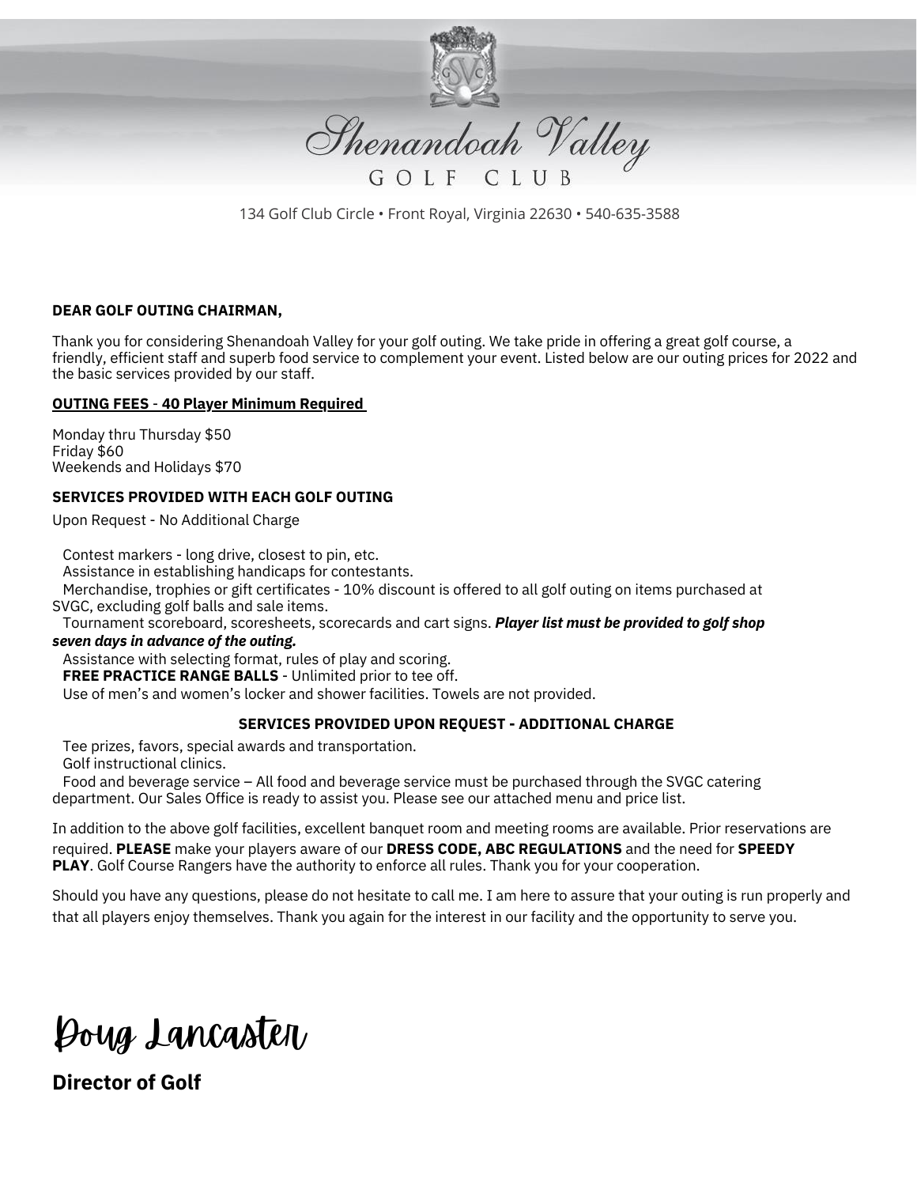# Shenandoah Valley

GOLF CLUB

134 Golf Club Circle • Front Royal, Virginia 22630 • 540-635-3588

**DEAR GOLF OUTING CHAIRMAN,**

Thank you for considering Shenandoah Valley for your golf outing. We take pride in offering a great golf course, a friendly, efficient staff and superb food service to complement your event. Listed below are our outing prices for 2022 and the basic services provided by our staff.

**OUTING FEES - 40 Player Minimum Required**

Monday thru Thursday $50
Friday $60
Weekends and Holidays $70

**SERVICES PROVIDED WITH EACH GOLF OUTING**

Upon Request - No Additional Charge

- Contest markers - long drive, closest to pin, etc.
- Assistance in establishing handicaps for contestants.
- Merchandise, trophies or gift certificates - 10% discount is offered to all golf outing on items purchased at SVGC, excluding golf balls and sale items.
- Tournament scoreboard, scoresheets, scorecards and cart signs. ***Player list must be provided to golf shop seven days in advance of the outing.***
- Assistance with selecting format, rules of play and scoring.
- **FREE PRACTICE RANGE BALLS** - Unlimited prior to tee off.
- Use of men's and women's locker and shower facilities. Towels are not provided.

**SERVICES PROVIDED UPON REQUEST - ADDITIONAL CHARGE**

- Tee prizes, favors, special awards and transportation.
- Golf instructional clinics.
- Food and beverage service – All food and beverage service must be purchased through the SVGC catering department. Our Sales Office is ready to assist you. Please see our attached menu and price list.

In addition to the above golf facilities, excellent banquet room and meeting rooms are available. Prior reservations are required. **PLEASE** make your players aware of our **DRESS CODE, ABC REGULATIONS** and the need for **SPEEDY PLAY**. Golf Course Rangers have the authority to enforce all rules. Thank you for your cooperation.

Should you have any questions, please do not hesitate to call me. I am here to assure that your outing is run properly and that all players enjoy themselves. Thank you again for the interest in our facility and the opportunity to serve you.

Doug Lancaster

**Director of Golf**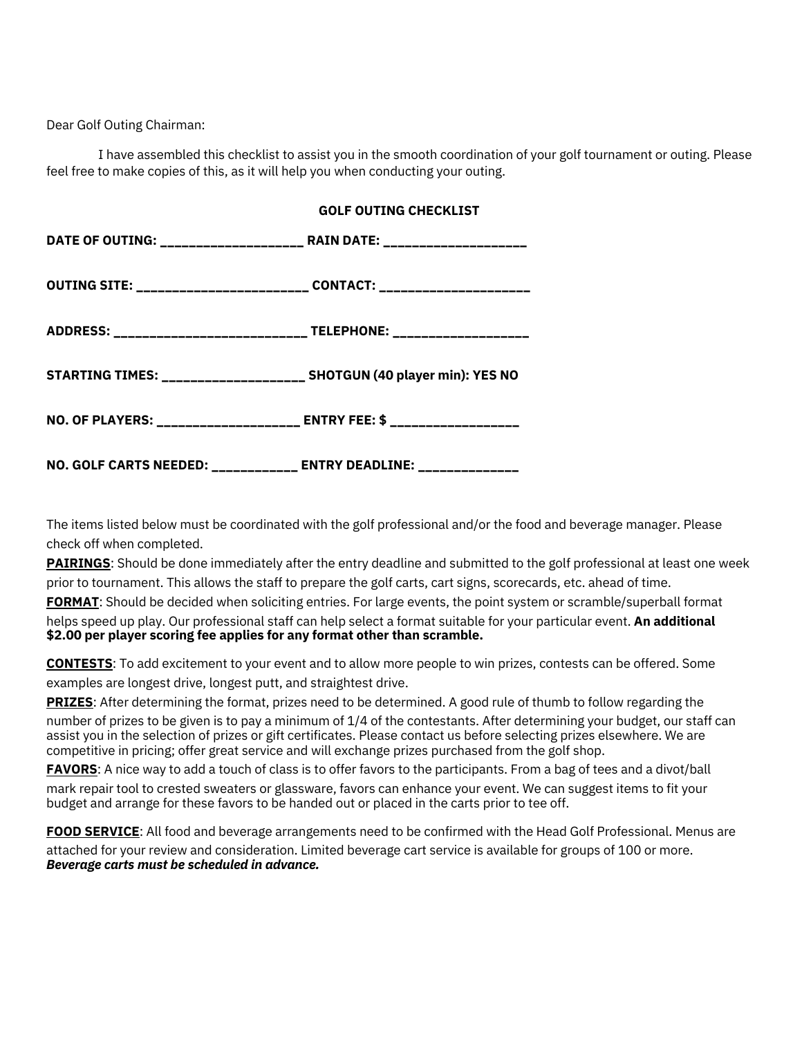Dear Golf Outing Chairman:

I have assembled this checklist to assist you in the smooth coordination of your golf tournament or outing. Please feel free to make copies of this, as it will help you when conducting your outing.

**GOLF OUTING CHECKLIST**

**DATE OF OUTING: ____________________ RAIN DATE: ____________________**

**OUTING SITE: ________________________ CONTACT: _____________________**

**ADDRESS: ___________________________ TELEPHONE: ___________________**

**STARTING TIMES: ____________________ SHOTGUN (40 player min): YES NO**

**NO. OF PLAYERS: ____________________ ENTRY FEE: $ __________________**

**NO. GOLF CARTS NEEDED: ____________ ENTRY DEADLINE: ______________**

The items listed below must be coordinated with the golf professional and/or the food and beverage manager. Please check off when completed.

**PAIRINGS**: Should be done immediately after the entry deadline and submitted to the golf professional at least one week prior to tournament. This allows the staff to prepare the golf carts, cart signs, scorecards, etc. ahead of time.

**FORMAT**: Should be decided when soliciting entries. For large events, the point system or scramble/superball format helps speed up play. Our professional staff can help select a format suitable for your particular event. **An additional $2.00 per player scoring fee applies for any format other than scramble.**

**CONTESTS**: To add excitement to your event and to allow more people to win prizes, contests can be offered. Some examples are longest drive, longest putt, and straightest drive.

**PRIZES**: After determining the format, prizes need to be determined. A good rule of thumb to follow regarding the number of prizes to be given is to pay a minimum of 1/4 of the contestants. After determining your budget, our staff can assist you in the selection of prizes or gift certificates. Please contact us before selecting prizes elsewhere. We are competitive in pricing; offer great service and will exchange prizes purchased from the golf shop.

**FAVORS**: A nice way to add a touch of class is to offer favors to the participants. From a bag of tees and a divot/ball mark repair tool to crested sweaters or glassware, favors can enhance your event. We can suggest items to fit your budget and arrange for these favors to be handed out or placed in the carts prior to tee off.

**FOOD SERVICE**: All food and beverage arrangements need to be confirmed with the Head Golf Professional. Menus are attached for your review and consideration. Limited beverage cart service is available for groups of 100 or more. ***Beverage carts must be scheduled in advance.***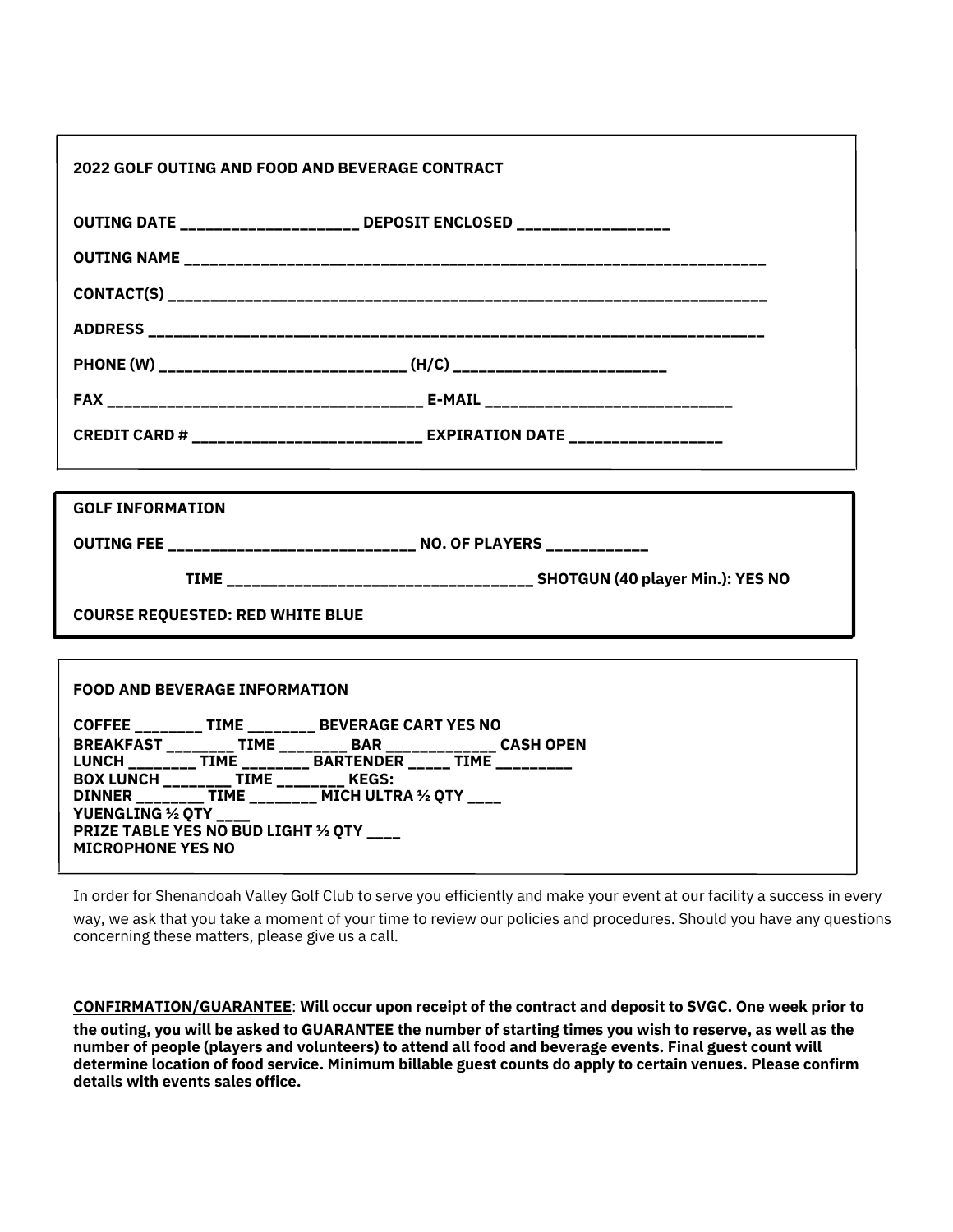**2022 GOLF OUTING AND FOOD AND BEVERAGE CONTRACT**

**OUTING DATE ____________________ DEPOSIT ENCLOSED _________________**

**OUTING NAME ____________________________________________________________________**

**CONTACT(S) ____________________________________________________________________**

**ADDRESS ______________________________________________________________________**

**PHONE (W) ___________________________ (H/C) _______________________**

**FAX ___________________________________ E-MAIL ____________________________**

**CREDIT CARD # __________________________ EXPIRATION DATE _________________**

**GOLF INFORMATION**

**OUTING FEE ____________________________ NO. OF PLAYERS ___________**

**TIME __________________________________ SHOTGUN (40 player Min.): YES NO**

**COURSE REQUESTED: RED WHITE BLUE**

**FOOD AND BEVERAGE INFORMATION**

**COFFEE ________ TIME ________ BEVERAGE CART YES NO**
**BREAKFAST ________ TIME ________ BAR _____________ CASH OPEN**
**LUNCH ________ TIME ________ BARTENDER _____ TIME _________**
**BOX LUNCH ________ TIME ________ KEGS:**
**DINNER ________ TIME ________ MICH ULTRA ½ QTY ____**
**YUENGLING ½ QTY ____**
**PRIZE TABLE YES NO BUD LIGHT ½ QTY ____**
**MICROPHONE YES NO**

In order for Shenandoah Valley Golf Club to serve you efficiently and make your event at our facility a success in every way, we ask that you take a moment of your time to review our policies and procedures. Should you have any questions concerning these matters, please give us a call.

**<u>CONFIRMATION/GUARANTEE</u>: Will occur upon receipt of the contract and deposit to SVGC. One week prior to the outing, you will be asked to GUARANTEE the number of starting times you wish to reserve, as well as the number of people (players and volunteers) to attend all food and beverage events. Final guest count will determine location of food service. Minimum billable guest counts do apply to certain venues. Please confirm details with events sales office.**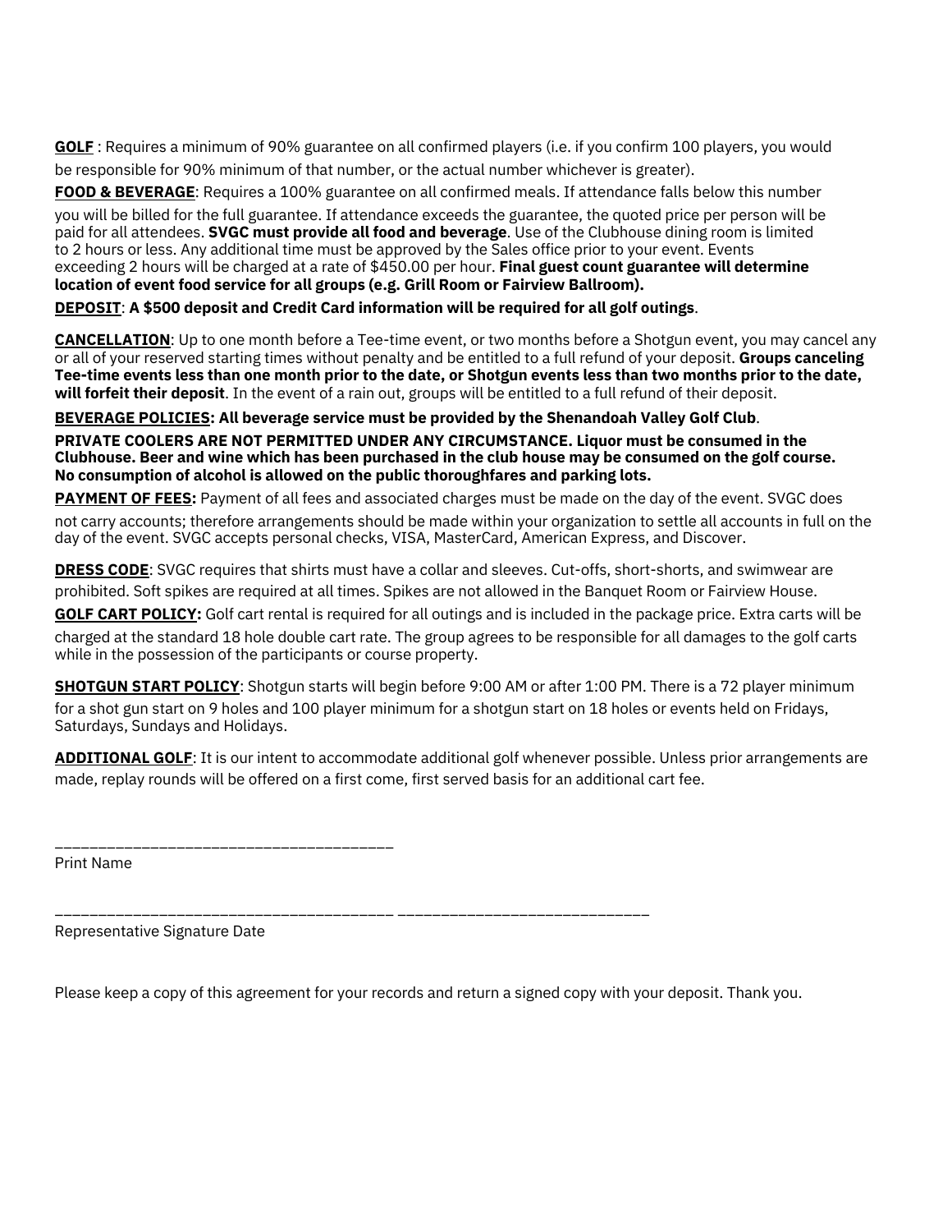**GOLF** : Requires a minimum of 90% guarantee on all confirmed players (i.e. if you confirm 100 players, you would be responsible for 90% minimum of that number, or the actual number whichever is greater).

**FOOD & BEVERAGE**: Requires a 100% guarantee on all confirmed meals. If attendance falls below this number you will be billed for the full guarantee. If attendance exceeds the guarantee, the quoted price per person will be paid for all attendees. **SVGC must provide all food and beverage**. Use of the Clubhouse dining room is limited to 2 hours or less. Any additional time must be approved by the Sales office prior to your event. Events exceeding 2 hours will be charged at a rate of $450.00 per hour. **Final guest count guarantee will determine location of event food service for all groups (e.g. Grill Room or Fairview Ballroom).**

**DEPOSIT**: **A $500 deposit and Credit Card information will be required for all golf outings**.

**CANCELLATION**: Up to one month before a Tee-time event, or two months before a Shotgun event, you may cancel any or all of your reserved starting times without penalty and be entitled to a full refund of your deposit. **Groups canceling Tee-time events less than one month prior to the date, or Shotgun events less than two months prior to the date, will forfeit their deposit**. In the event of a rain out, groups will be entitled to a full refund of their deposit.

**BEVERAGE POLICIES: All beverage service must be provided by the Shenandoah Valley Golf Club**.

**PRIVATE COOLERS ARE NOT PERMITTED UNDER ANY CIRCUMSTANCE. Liquor must be consumed in the Clubhouse. Beer and wine which has been purchased in the club house may be consumed on the golf course. No consumption of alcohol is allowed on the public thoroughfares and parking lots.**

**PAYMENT OF FEES:** Payment of all fees and associated charges must be made on the day of the event. SVGC does not carry accounts; therefore arrangements should be made within your organization to settle all accounts in full on the day of the event. SVGC accepts personal checks, VISA, MasterCard, American Express, and Discover.

**DRESS CODE**: SVGC requires that shirts must have a collar and sleeves. Cut-offs, short-shorts, and swimwear are prohibited. Soft spikes are required at all times. Spikes are not allowed in the Banquet Room or Fairview House.

**GOLF CART POLICY:** Golf cart rental is required for all outings and is included in the package price. Extra carts will be charged at the standard 18 hole double cart rate. The group agrees to be responsible for all damages to the golf carts while in the possession of the participants or course property.

**SHOTGUN START POLICY**: Shotgun starts will begin before 9:00 AM or after 1:00 PM. There is a 72 player minimum for a shot gun start on 9 holes and 100 player minimum for a shotgun start on 18 holes or events held on Fridays, Saturdays, Sundays and Holidays.

**ADDITIONAL GOLF**: It is our intent to accommodate additional golf whenever possible. Unless prior arrangements are made, replay rounds will be offered on a first come, first served basis for an additional cart fee.

______________________________________
Print Name

______________________________________ ____________________________
Representative Signature Date

Please keep a copy of this agreement for your records and return a signed copy with your deposit. Thank you.